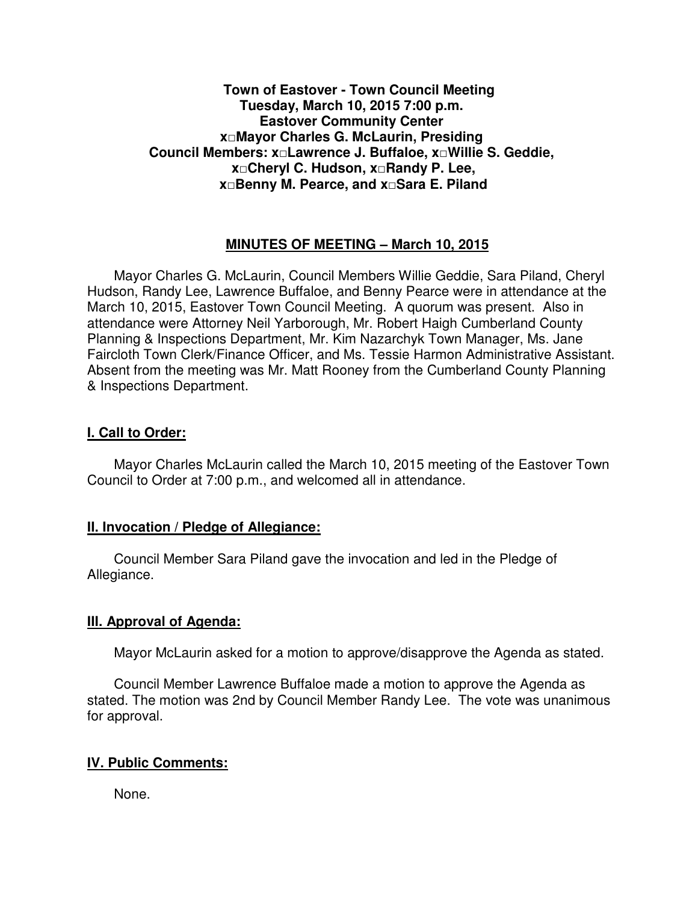**Town of Eastover - Town Council Meeting**
**Tuesday, March 10, 2015 7:00 p.m.**
**Eastover Community Center**
**x□Mayor Charles G. McLaurin, Presiding**
**Council Members: x□Lawrence J. Buffaloe, x□Willie S. Geddie,**
**x□Cheryl C. Hudson, x□Randy P. Lee,**
**x□Benny M. Pearce, and x□Sara E. Piland**

## MINUTES OF MEETING – March 10, 2015

Mayor Charles G. McLaurin, Council Members Willie Geddie, Sara Piland, Cheryl Hudson, Randy Lee, Lawrence Buffaloe, and Benny Pearce were in attendance at the March 10, 2015, Eastover Town Council Meeting. A quorum was present. Also in attendance were Attorney Neil Yarborough, Mr. Robert Haigh Cumberland County Planning & Inspections Department, Mr. Kim Nazarchyk Town Manager, Ms. Jane Faircloth Town Clerk/Finance Officer, and Ms. Tessie Harmon Administrative Assistant. Absent from the meeting was Mr. Matt Rooney from the Cumberland County Planning & Inspections Department.

## I. Call to Order:

Mayor Charles McLaurin called the March 10, 2015 meeting of the Eastover Town Council to Order at 7:00 p.m., and welcomed all in attendance.

## II. Invocation / Pledge of Allegiance:

Council Member Sara Piland gave the invocation and led in the Pledge of Allegiance.

## III. Approval of Agenda:

Mayor McLaurin asked for a motion to approve/disapprove the Agenda as stated.

Council Member Lawrence Buffaloe made a motion to approve the Agenda as stated. The motion was 2nd by Council Member Randy Lee. The vote was unanimous for approval.

## IV. Public Comments:

None.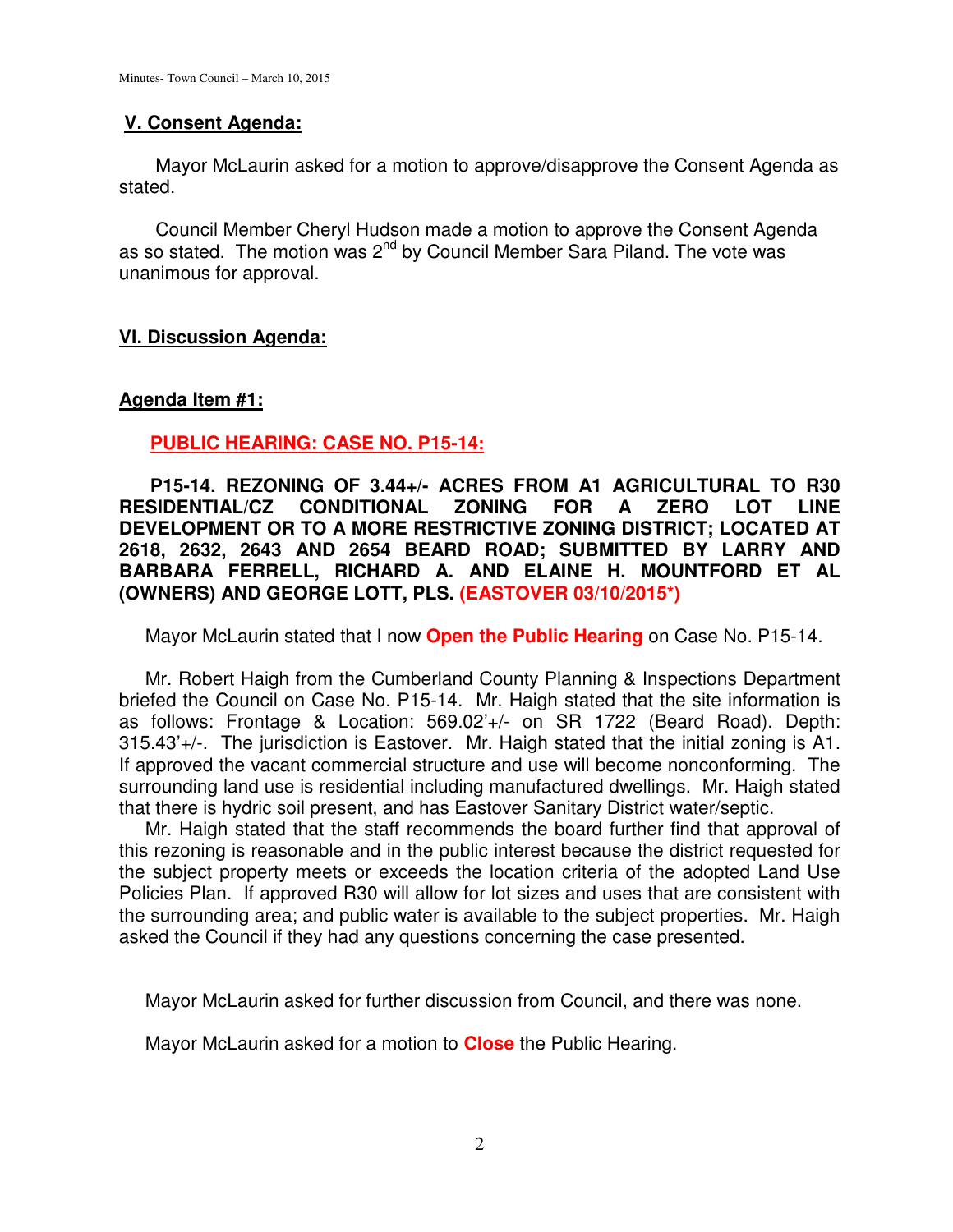## V. Consent Agenda:

Mayor McLaurin asked for a motion to approve/disapprove the Consent Agenda as stated.

Council Member Cheryl Hudson made a motion to approve the Consent Agenda as so stated. The motion was 2nd by Council Member Sara Piland. The vote was unanimous for approval.

## VI. Discussion Agenda:

### Agenda Item #1:

**PUBLIC HEARING: CASE NO. P15-14:**

**P15-14. REZONING OF 3.44+/- ACRES FROM A1 AGRICULTURAL TO R30 RESIDENTIAL/CZ CONDITIONAL ZONING FOR A ZERO LOT LINE DEVELOPMENT OR TO A MORE RESTRICTIVE ZONING DISTRICT; LOCATED AT 2618, 2632, 2643 AND 2654 BEARD ROAD; SUBMITTED BY LARRY AND BARBARA FERRELL, RICHARD A. AND ELAINE H. MOUNTFORD ET AL (OWNERS) AND GEORGE LOTT, PLS. (EASTOVER 03/10/2015*)**

Mayor McLaurin stated that I now **Open the Public Hearing** on Case No. P15-14.

Mr. Robert Haigh from the Cumberland County Planning & Inspections Department briefed the Council on Case No. P15-14. Mr. Haigh stated that the site information is as follows: Frontage & Location: 569.02'+/- on SR 1722 (Beard Road). Depth: 315.43'+/-. The jurisdiction is Eastover. Mr. Haigh stated that the initial zoning is A1. If approved the vacant commercial structure and use will become nonconforming. The surrounding land use is residential including manufactured dwellings. Mr. Haigh stated that there is hydric soil present, and has Eastover Sanitary District water/septic.

Mr. Haigh stated that the staff recommends the board further find that approval of this rezoning is reasonable and in the public interest because the district requested for the subject property meets or exceeds the location criteria of the adopted Land Use Policies Plan. If approved R30 will allow for lot sizes and uses that are consistent with the surrounding area; and public water is available to the subject properties. Mr. Haigh asked the Council if they had any questions concerning the case presented.

Mayor McLaurin asked for further discussion from Council, and there was none.

Mayor McLaurin asked for a motion to **Close** the Public Hearing.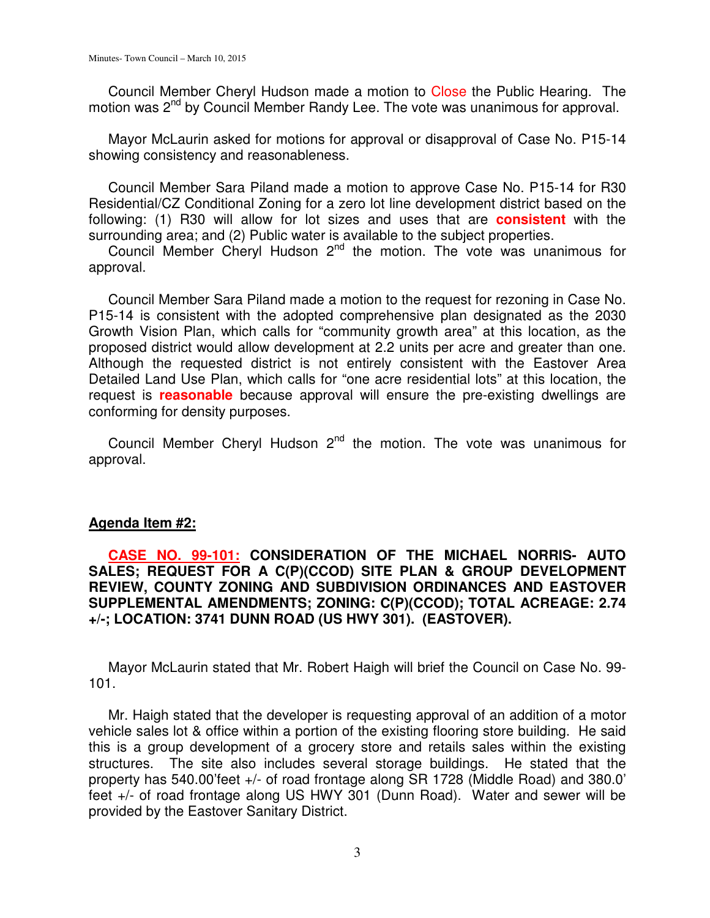Council Member Cheryl Hudson made a motion to Close the Public Hearing. The motion was 2nd by Council Member Randy Lee. The vote was unanimous for approval.

Mayor McLaurin asked for motions for approval or disapproval of Case No. P15-14 showing consistency and reasonableness.

Council Member Sara Piland made a motion to approve Case No. P15-14 for R30 Residential/CZ Conditional Zoning for a zero lot line development district based on the following: (1) R30 will allow for lot sizes and uses that are **consistent** with the surrounding area; and (2) Public water is available to the subject properties.

Council Member Cheryl Hudson 2nd the motion. The vote was unanimous for approval.

Council Member Sara Piland made a motion to the request for rezoning in Case No. P15-14 is consistent with the adopted comprehensive plan designated as the 2030 Growth Vision Plan, which calls for "community growth area" at this location, as the proposed district would allow development at 2.2 units per acre and greater than one. Although the requested district is not entirely consistent with the Eastover Area Detailed Land Use Plan, which calls for "one acre residential lots" at this location, the request is **reasonable** because approval will ensure the pre-existing dwellings are conforming for density purposes.

Council Member Cheryl Hudson 2nd the motion. The vote was unanimous for approval.

**Agenda Item #2:**

**CASE NO. 99-101: CONSIDERATION OF THE MICHAEL NORRIS- AUTO SALES; REQUEST FOR A C(P)(CCOD) SITE PLAN & GROUP DEVELOPMENT REVIEW, COUNTY ZONING AND SUBDIVISION ORDINANCES AND EASTOVER SUPPLEMENTAL AMENDMENTS; ZONING: C(P)(CCOD); TOTAL ACREAGE: 2.74 +/-; LOCATION: 3741 DUNN ROAD (US HWY 301). (EASTOVER).**

Mayor McLaurin stated that Mr. Robert Haigh will brief the Council on Case No. 99-101.

Mr. Haigh stated that the developer is requesting approval of an addition of a motor vehicle sales lot & office within a portion of the existing flooring store building. He said this is a group development of a grocery store and retails sales within the existing structures. The site also includes several storage buildings. He stated that the property has 540.00'feet +/- of road frontage along SR 1728 (Middle Road) and 380.0' feet +/- of road frontage along US HWY 301 (Dunn Road). Water and sewer will be provided by the Eastover Sanitary District.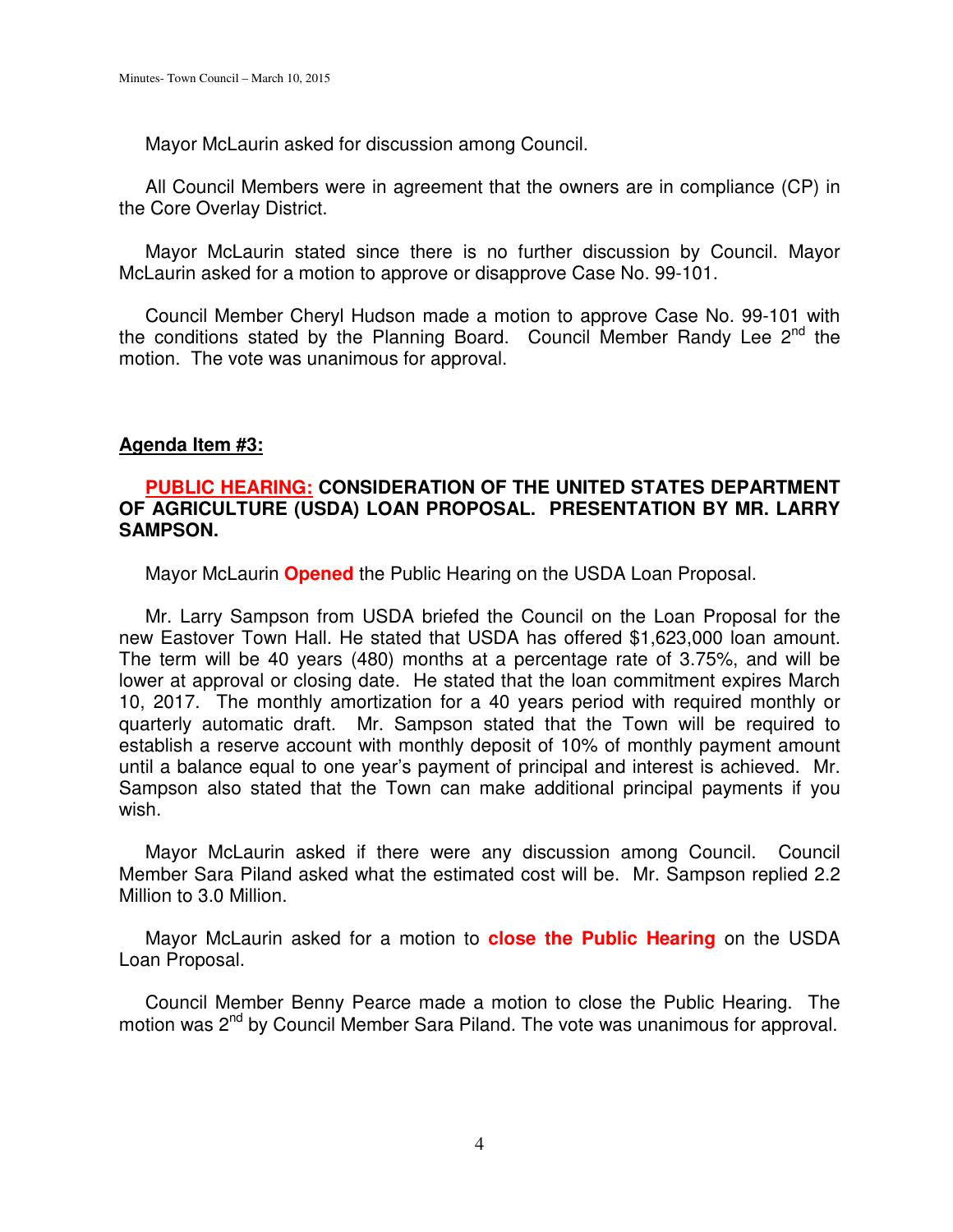Mayor McLaurin asked for discussion among Council.

All Council Members were in agreement that the owners are in compliance (CP) in the Core Overlay District.

Mayor McLaurin stated since there is no further discussion by Council. Mayor McLaurin asked for a motion to approve or disapprove Case No. 99-101.

Council Member Cheryl Hudson made a motion to approve Case No. 99-101 with the conditions stated by the Planning Board. Council Member Randy Lee 2nd the motion. The vote was unanimous for approval.

**Agenda Item #3:**

**PUBLIC HEARING: CONSIDERATION OF THE UNITED STATES DEPARTMENT OF AGRICULTURE (USDA) LOAN PROPOSAL. PRESENTATION BY MR. LARRY SAMPSON.**

Mayor McLaurin **Opened** the Public Hearing on the USDA Loan Proposal.

Mr. Larry Sampson from USDA briefed the Council on the Loan Proposal for the new Eastover Town Hall. He stated that USDA has offered $1,623,000 loan amount. The term will be 40 years (480) months at a percentage rate of 3.75%, and will be lower at approval or closing date. He stated that the loan commitment expires March 10, 2017. The monthly amortization for a 40 years period with required monthly or quarterly automatic draft. Mr. Sampson stated that the Town will be required to establish a reserve account with monthly deposit of 10% of monthly payment amount until a balance equal to one year's payment of principal and interest is achieved. Mr. Sampson also stated that the Town can make additional principal payments if you wish.

Mayor McLaurin asked if there were any discussion among Council. Council Member Sara Piland asked what the estimated cost will be. Mr. Sampson replied 2.2 Million to 3.0 Million.

Mayor McLaurin asked for a motion to **close the Public Hearing** on the USDA Loan Proposal.

Council Member Benny Pearce made a motion to close the Public Hearing. The motion was 2nd by Council Member Sara Piland. The vote was unanimous for approval.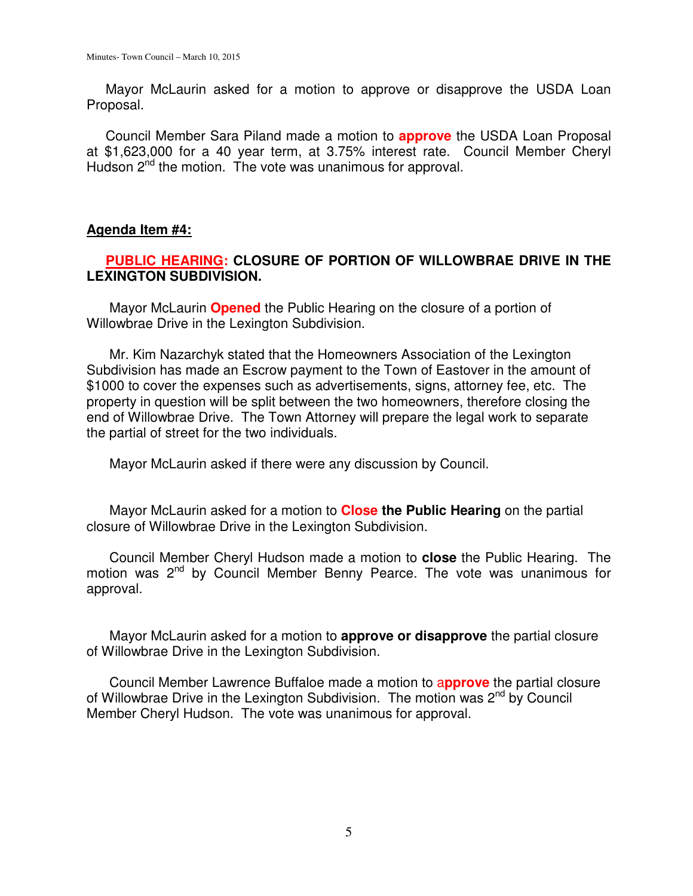Mayor McLaurin asked for a motion to approve or disapprove the USDA Loan Proposal.

Council Member Sara Piland made a motion to **approve** the USDA Loan Proposal at $1,623,000 for a 40 year term, at 3.75% interest rate. Council Member Cheryl Hudson 2nd the motion. The vote was unanimous for approval.

**Agenda Item #4:**

**PUBLIC HEARING: CLOSURE OF PORTION OF WILLOWBRAE DRIVE IN THE LEXINGTON SUBDIVISION.**

Mayor McLaurin **Opened** the Public Hearing on the closure of a portion of Willowbrae Drive in the Lexington Subdivision.

Mr. Kim Nazarchyk stated that the Homeowners Association of the Lexington Subdivision has made an Escrow payment to the Town of Eastover in the amount of $1000 to cover the expenses such as advertisements, signs, attorney fee, etc. The property in question will be split between the two homeowners, therefore closing the end of Willowbrae Drive. The Town Attorney will prepare the legal work to separate the partial of street for the two individuals.

Mayor McLaurin asked if there were any discussion by Council.

Mayor McLaurin asked for a motion to **Close the Public Hearing** on the partial closure of Willowbrae Drive in the Lexington Subdivision.

Council Member Cheryl Hudson made a motion to **close** the Public Hearing. The motion was 2nd by Council Member Benny Pearce. The vote was unanimous for approval.

Mayor McLaurin asked for a motion to **approve or disapprove** the partial closure of Willowbrae Drive in the Lexington Subdivision.

Council Member Lawrence Buffaloe made a motion to **approve** the partial closure of Willowbrae Drive in the Lexington Subdivision. The motion was 2nd by Council Member Cheryl Hudson. The vote was unanimous for approval.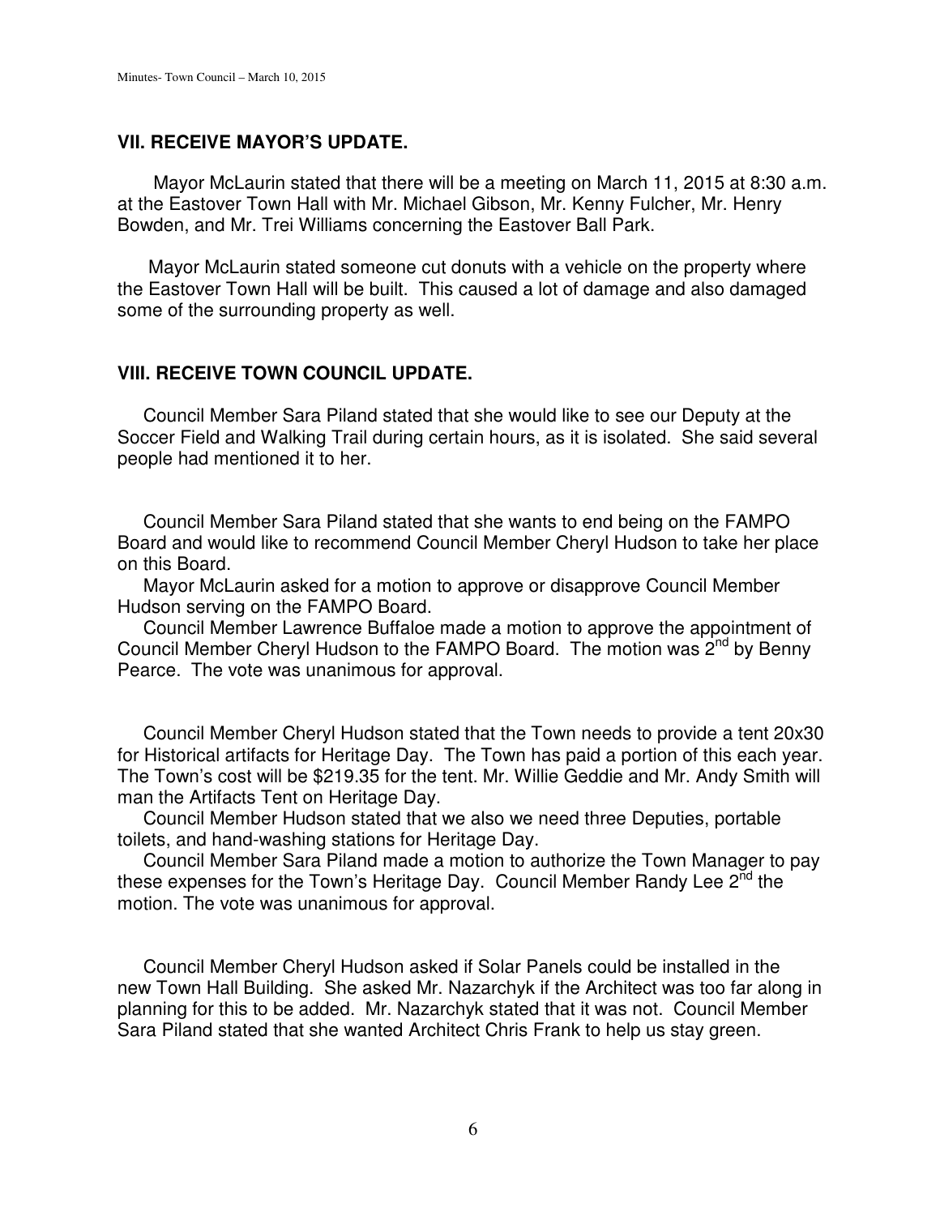## VII. RECEIVE MAYOR'S UPDATE.

Mayor McLaurin stated that there will be a meeting on March 11, 2015 at 8:30 a.m. at the Eastover Town Hall with Mr. Michael Gibson, Mr. Kenny Fulcher, Mr. Henry Bowden, and Mr. Trei Williams concerning the Eastover Ball Park.

Mayor McLaurin stated someone cut donuts with a vehicle on the property where the Eastover Town Hall will be built. This caused a lot of damage and also damaged some of the surrounding property as well.

## VIII. RECEIVE TOWN COUNCIL UPDATE.

Council Member Sara Piland stated that she would like to see our Deputy at the Soccer Field and Walking Trail during certain hours, as it is isolated. She said several people had mentioned it to her.

Council Member Sara Piland stated that she wants to end being on the FAMPO Board and would like to recommend Council Member Cheryl Hudson to take her place on this Board.

Mayor McLaurin asked for a motion to approve or disapprove Council Member Hudson serving on the FAMPO Board.

Council Member Lawrence Buffaloe made a motion to approve the appointment of Council Member Cheryl Hudson to the FAMPO Board. The motion was 2nd by Benny Pearce. The vote was unanimous for approval.

Council Member Cheryl Hudson stated that the Town needs to provide a tent 20x30 for Historical artifacts for Heritage Day. The Town has paid a portion of this each year. The Town's cost will be $219.35 for the tent. Mr. Willie Geddie and Mr. Andy Smith will man the Artifacts Tent on Heritage Day.

Council Member Hudson stated that we also we need three Deputies, portable toilets, and hand-washing stations for Heritage Day.

Council Member Sara Piland made a motion to authorize the Town Manager to pay these expenses for the Town's Heritage Day. Council Member Randy Lee 2nd the motion. The vote was unanimous for approval.

Council Member Cheryl Hudson asked if Solar Panels could be installed in the new Town Hall Building. She asked Mr. Nazarchyk if the Architect was too far along in planning for this to be added. Mr. Nazarchyk stated that it was not. Council Member Sara Piland stated that she wanted Architect Chris Frank to help us stay green.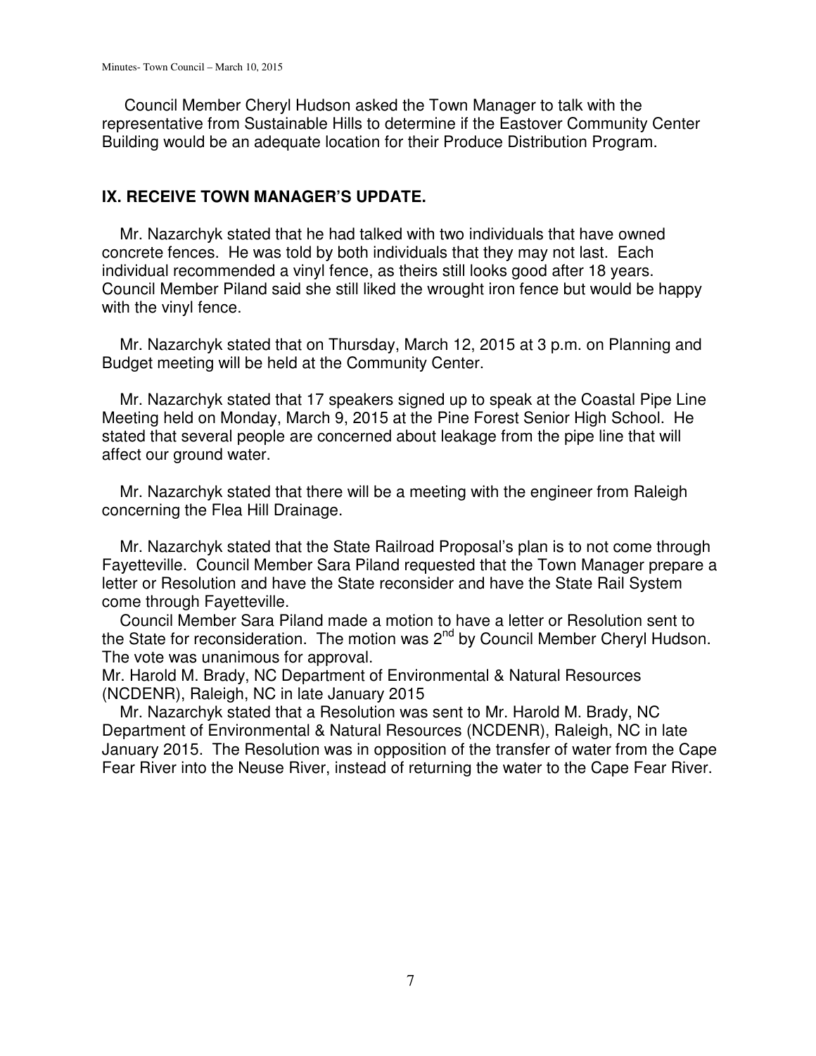Council Member Cheryl Hudson asked the Town Manager to talk with the representative from Sustainable Hills to determine if the Eastover Community Center Building would be an adequate location for their Produce Distribution Program.

## IX. RECEIVE TOWN MANAGER'S UPDATE.

Mr. Nazarchyk stated that he had talked with two individuals that have owned concrete fences. He was told by both individuals that they may not last. Each individual recommended a vinyl fence, as theirs still looks good after 18 years. Council Member Piland said she still liked the wrought iron fence but would be happy with the vinyl fence.

Mr. Nazarchyk stated that on Thursday, March 12, 2015 at 3 p.m. on Planning and Budget meeting will be held at the Community Center.

Mr. Nazarchyk stated that 17 speakers signed up to speak at the Coastal Pipe Line Meeting held on Monday, March 9, 2015 at the Pine Forest Senior High School. He stated that several people are concerned about leakage from the pipe line that will affect our ground water.

Mr. Nazarchyk stated that there will be a meeting with the engineer from Raleigh concerning the Flea Hill Drainage.

Mr. Nazarchyk stated that the State Railroad Proposal's plan is to not come through Fayetteville. Council Member Sara Piland requested that the Town Manager prepare a letter or Resolution and have the State reconsider and have the State Rail System come through Fayetteville.

Council Member Sara Piland made a motion to have a letter or Resolution sent to the State for reconsideration. The motion was 2nd by Council Member Cheryl Hudson. The vote was unanimous for approval.

Mr. Harold M. Brady, NC Department of Environmental & Natural Resources (NCDENR), Raleigh, NC in late January 2015

Mr. Nazarchyk stated that a Resolution was sent to Mr. Harold M. Brady, NC Department of Environmental & Natural Resources (NCDENR), Raleigh, NC in late January 2015. The Resolution was in opposition of the transfer of water from the Cape Fear River into the Neuse River, instead of returning the water to the Cape Fear River.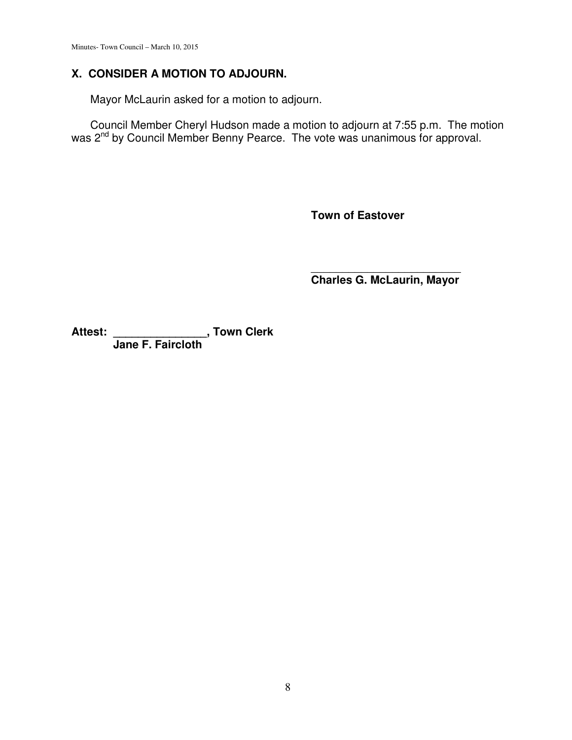## X. CONSIDER A MOTION TO ADJOURN.

Mayor McLaurin asked for a motion to adjourn.

Council Member Cheryl Hudson made a motion to adjourn at 7:55 p.m. The motion was 2nd by Council Member Benny Pearce. The vote was unanimous for approval.

**Town of Eastover**

\_\_\_\_\_\_\_\_\_\_\_\_\_\_\_\_\_\_\_\_\_\_\_\_\_\_
**Charles G. McLaurin, Mayor**

**Attest: \_\_\_\_\_\_\_\_\_\_\_\_\_\_\_, Town Clerk**
**Jane F. Faircloth**